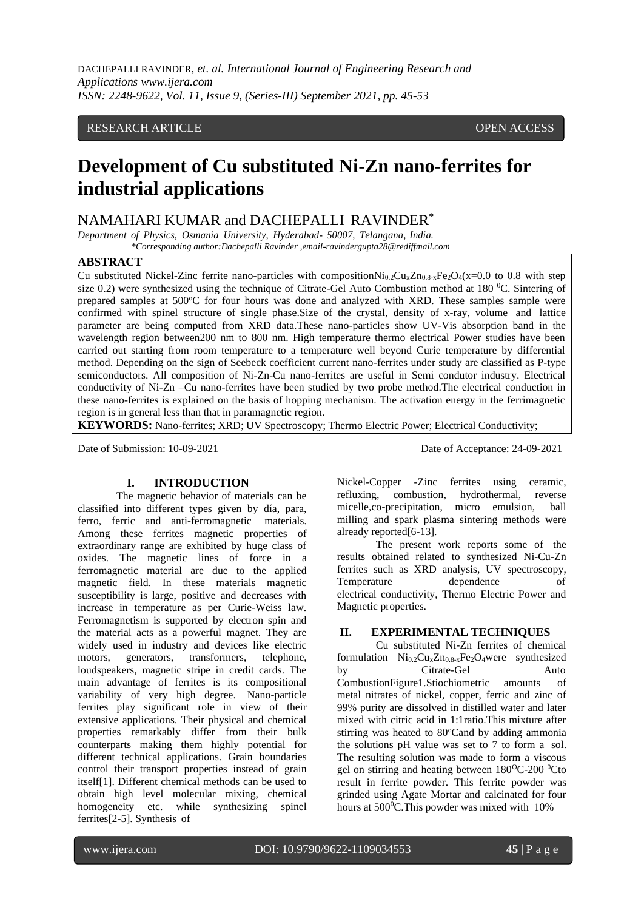RESEARCH ARTICLE OPEN ACCESS

# Development of Cu substituted Ni-Zn nano-ferrites for industrial applications

NAMAHARI KUMAR and DACHEPALLI RAVINDER*

*Department of Physics, Osmania University, Hyderabad- 50007, Telangana, India.*
*\*Corresponding author:Dachepalli Ravinder ,email-ravindergupta28@rediffmail.com*

## ABSTRACT

Cu substituted Nickel-Zinc ferrite nano-particles with composition$Ni_{0.2}Cu_xZn_{0.8-x}Fe_2O_4$(x=0.0 to 0.8 with step size 0.2) were synthesized using the technique of Citrate-Gel Auto Combustion method at 180 $^0$C. Sintering of prepared samples at 500$^o$C for four hours was done and analyzed with XRD. These samples sample were confirmed with spinel structure of single phase.Size of the crystal, density of x-ray, volume and lattice parameter are being computed from XRD data.These nano-particles show UV-Vis absorption band in the wavelength region between200 nm to 800 nm. High temperature thermo electrical Power studies have been carried out starting from room temperature to a temperature well beyond Curie temperature by differential method. Depending on the sign of Seebeck coefficient current nano-ferrites under study are classified as P-type semiconductors. All composition of Ni-Zn-Cu nano-ferrites are useful in Semi condutor industry. Electrical conductivity of Ni-Zn –Cu nano-ferrites have been studied by two probe method.The electrical conduction in these nano-ferrites is explained on the basis of hopping mechanism. The activation energy in the ferrimagnetic region is in general less than that in paramagnetic region.

**KEYWORDS:** Nano-ferrites; XRD; UV Spectroscopy; Thermo Electric Power; Electrical Conductivity;

Date of Submission: 10-09-2021 Date of Acceptance: 24-09-2021

## I. INTRODUCTION

The magnetic behavior of materials can be classified into different types given by día, para, ferro, ferric and anti-ferromagnetic materials. Among these ferrites magnetic properties of extraordinary range are exhibited by huge class of oxides. The magnetic lines of force in a ferromagnetic material are due to the applied magnetic field. In these materials magnetic susceptibility is large, positive and decreases with increase in temperature as per Curie-Weiss law. Ferromagnetism is supported by electron spin and the material acts as a powerful magnet. They are widely used in industry and devices like electric motors, generators, transformers, telephone, loudspeakers, magnetic stripe in credit cards. The main advantage of ferrites is its compositional variability of very high degree. Nano-particle ferrites play significant role in view of their extensive applications. Their physical and chemical properties remarkably differ from their bulk counterparts making them highly potential for different technical applications. Grain boundaries control their transport properties instead of grain itself[1]. Different chemical methods can be used to obtain high level molecular mixing, chemical homogeneity etc. while synthesizing spinel ferrites[2-5]. Synthesis of Nickel-Copper -Zinc ferrites using ceramic, refluxing, combustion, hydrothermal, reverse micelle,co-precipitation, micro emulsion, ball milling and spark plasma sintering methods were already reported[6-13].

The present work reports some of the results obtained related to synthesized Ni-Cu-Zn ferrites such as XRD analysis, UV spectroscopy, Temperature dependence of electrical conductivity, Thermo Electric Power and Magnetic properties.

## II. EXPERIMENTAL TECHNIQUES

Cu substituted Ni-Zn ferrites of chemical formulation $Ni_{0.2}Cu_xZn_{0.8-x}Fe_2O_4$were synthesized by Citrate-Gel Auto CombustionFigure1.Stiochiometric amounts of metal nitrates of nickel, copper, ferric and zinc of 99% purity are dissolved in distilled water and later mixed with citric acid in 1:1ratio.This mixture after stirring was heated to 80$^o$Cand by adding ammonia the solutions pH value was set to 7 to form a sol. The resulting solution was made to form a viscous gel on stirring and heating between 180$^O$C-200 $^0$Cto result in ferrite powder. This ferrite powder was grinded using Agate Mortar and calcinated for four hours at 500$^0$C.This powder was mixed with 10%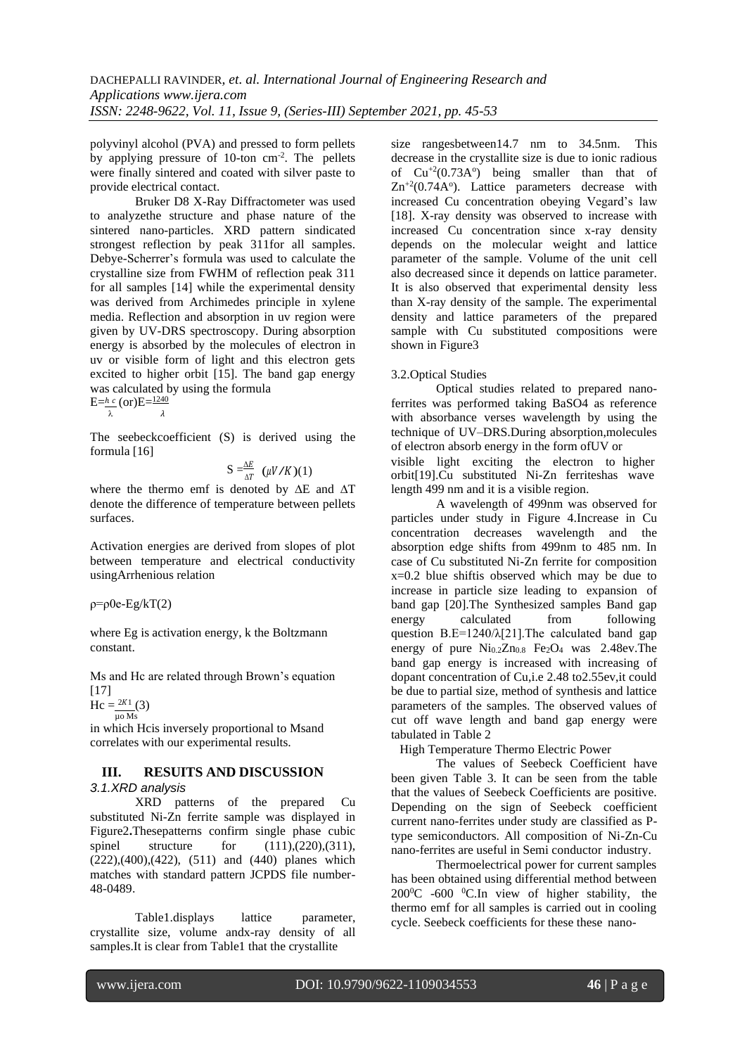polyvinyl alcohol (PVA) and pressed to form pellets by applying pressure of 10-ton $cm^{-2}$. The pellets were finally sintered and coated with silver paste to provide electrical contact.

Bruker D8 X-Ray Diffractometer was used to analyzethe structure and phase nature of the sintered nano-particles. XRD pattern sindicated strongest reflection by peak 311for all samples. Debye-Scherrer's formula was used to calculate the crystalline size from FWHM of reflection peak 311 for all samples [14] while the experimental density was derived from Archimedes principle in xylene media. Reflection and absorption in uv region were given by UV-DRS spectroscopy. During absorption energy is absorbed by the molecules of electron in uv or visible form of light and this electron gets excited to higher orbit [15]. The band gap energy was calculated by using the formula

$$E=\frac{hc}{\lambda} \text{ (or) } E=\frac{1240}{\lambda}$$

The seebeckcoefficient (S) is derived using the formula [16]

$$S = \frac{\Delta E}{\Delta T} \quad (\mu V/K) \quad (1)$$

where the thermo emf is denoted by $\Delta E$ and $\Delta T$ denote the difference of temperature between pellets surfaces.

Activation energies are derived from slopes of plot between temperature and electrical conductivity usingArrhenious relation

$$\rho=\rho_0 e^{-Eg/kT} \quad (2)$$

where Eg is activation energy, k the Boltzmann constant.

Ms and Hc are related through Brown's equation [17]

$$Hc = \frac{2K1}{\mu_0 Ms} \quad (3)$$

in which Hcis inversely proportional to Msand correlates with our experimental results.

## III. RESUITS AND DISCUSSION

### 3.1.XRD analysis

XRD patterns of the prepared Cu substituted Ni-Zn ferrite sample was displayed in Figure2**.**Thesepatterns confirm single phase cubic spinel structure for (111),(220),(311), (222),(400),(422), (511) and (440) planes which matches with standard pattern JCPDS file number-48-0489.

Table1.displays lattice parameter, crystallite size, volume andx-ray density of all samples.It is clear from Table1 that the crystallite size rangesbetween14.7 nm to 34.5nm. This decrease in the crystallite size is due to ionic radious of $Cu^{+2}$(0.73A°) being smaller than that of $Zn^{+2}$(0.74A°). Lattice parameters decrease with increased Cu concentration obeying Vegard's law [18]. X-ray density was observed to increase with increased Cu concentration since x-ray density depends on the molecular weight and lattice parameter of the sample. Volume of the unit cell also decreased since it depends on lattice parameter. It is also observed that experimental density less than X-ray density of the sample. The experimental density and lattice parameters of the prepared sample with Cu substituted compositions were shown in Figure3

### 3.2.Optical Studies

Optical studies related to prepared nano-ferrites was performed taking BaSO4 as reference with absorbance verses wavelength by using the technique of UV–DRS.During absorption,molecules of electron absorb energy in the form ofUV or visible light exciting the electron to higher orbit[19].Cu substituted Ni-Zn ferriteshas wave length 499 nm and it is a visible region.

A wavelength of 499nm was observed for particles under study in Figure 4.Increase in Cu concentration decreases wavelength and the absorption edge shifts from 499nm to 485 nm. In case of Cu substituted Ni-Zn ferrite for composition x=0.2 blue shiftis observed which may be due to increase in particle size leading to expansion of band gap [20].The Synthesized samples Band gap energy calculated from following question B.E=1240/λ[21].The calculated band gap energy of pure $Ni_{0.2}Zn_{0.8}$ $Fe_2O_4$ was 2.48ev.The band gap energy is increased with increasing of dopant concentration of Cu,i.e 2.48 to2.55ev,it could be due to partial size, method of synthesis and lattice parameters of the samples. The observed values of cut off wave length and band gap energy were tabulated in Table 2

High Temperature Thermo Electric Power

The values of Seebeck Coefficient have been given Table 3. It can be seen from the table that the values of Seebeck Coefficients are positive. Depending on the sign of Seebeck coefficient current nano-ferrites under study are classified as P-type semiconductors. All composition of Ni-Zn-Cu nano-ferrites are useful in Semi conductor industry.

Thermoelectrical power for current samples has been obtained using differential method between $200^0$C -600 $^0$C.In view of higher stability, the thermo emf for all samples is carried out in cooling cycle. Seebeck coefficients for these these nano-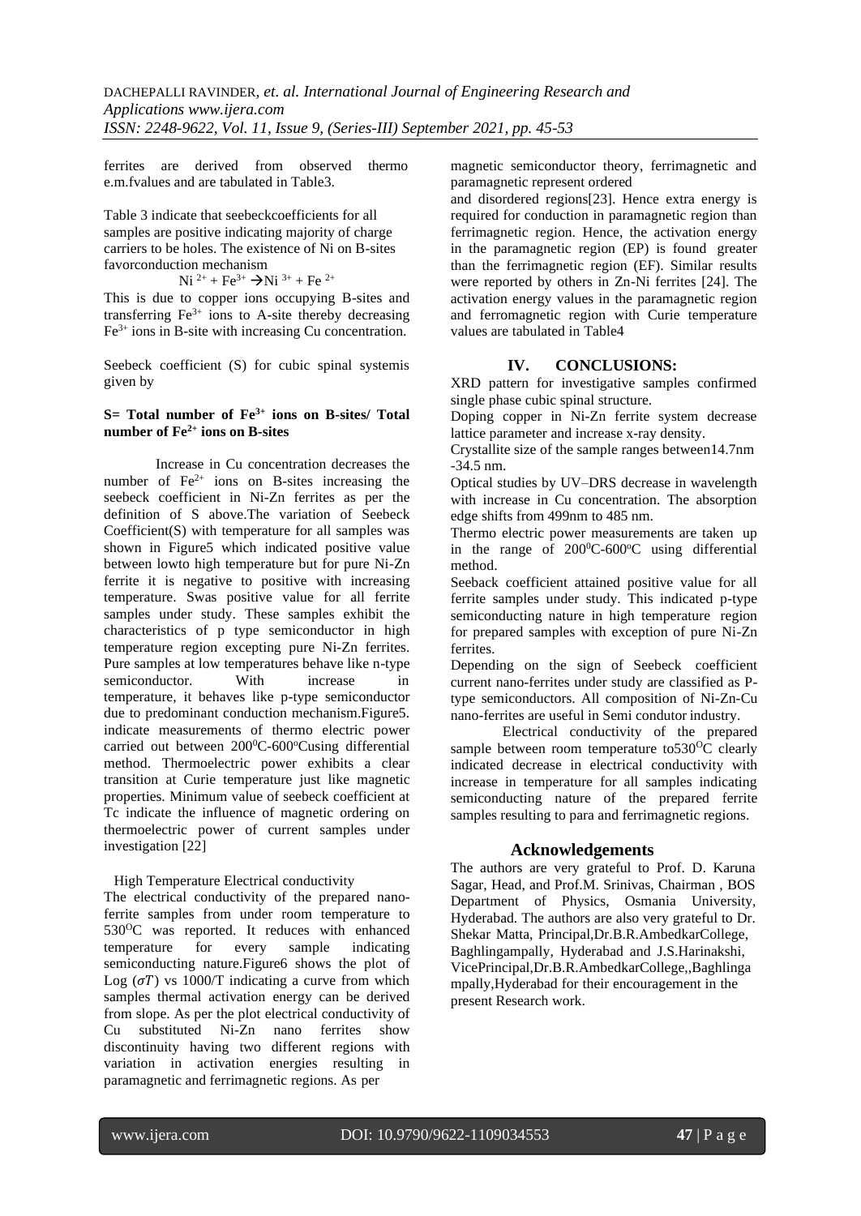ferrites are derived from observed thermo e.m.fvalues and are tabulated in Table3.

Table 3 indicate that seebeckcoefficients for all samples are positive indicating majority of charge carriers to be holes. The existence of Ni on B-sites favorconduction mechanism

$$Ni^{2+} + Fe^{3+} \rightarrow Ni^{3+} + Fe^{2+}$$

This is due to copper ions occupying B-sites and transferring $Fe^{3+}$ ions to A-site thereby decreasing $Fe^{3+}$ ions in B-site with increasing Cu concentration.

Seebeck coefficient (S) for cubic spinal systemis given by

**S= Total number of $Fe^{3+}$ ions on B-sites/ Total number of $Fe^{2+}$ ions on B-sites**

Increase in Cu concentration decreases the number of $Fe^{2+}$ ions on B-sites increasing the seebeck coefficient in Ni-Zn ferrites as per the definition of S above.The variation of Seebeck Coefficient(S) with temperature for all samples was shown in Figure5 which indicated positive value between lowto high temperature but for pure Ni-Zn ferrite it is negative to positive with increasing temperature. Swas positive value for all ferrite samples under study. These samples exhibit the characteristics of p type semiconductor in high temperature region excepting pure Ni-Zn ferrites. Pure samples at low temperatures behave like n-type semiconductor. With increase in temperature, it behaves like p-type semiconductor due to predominant conduction mechanism.Figure5. indicate measurements of thermo electric power carried out between $200^0$C-$600^o$Cusing differential method. Thermoelectric power exhibits a clear transition at Curie temperature just like magnetic properties. Minimum value of seebeck coefficient at Tc indicate the influence of magnetic ordering on thermoelectric power of current samples under investigation [22]

High Temperature Electrical conductivity

The electrical conductivity of the prepared nano-ferrite samples from under room temperature to $530^O$C was reported. It reduces with enhanced temperature for every sample indicating semiconducting nature.Figure6 shows the plot of Log ($\sigma T$) vs 1000/T indicating a curve from which samples thermal activation energy can be derived from slope. As per the plot electrical conductivity of Cu substituted Ni-Zn nano ferrites show discontinuity having two different regions with variation in activation energies resulting in paramagnetic and ferrimagnetic regions. As per magnetic semiconductor theory, ferrimagnetic and paramagnetic represent ordered and disordered regions[23]. Hence extra energy is required for conduction in paramagnetic region than ferrimagnetic region. Hence, the activation energy in the paramagnetic region (EP) is found greater than the ferrimagnetic region (EF). Similar results were reported by others in Zn-Ni ferrites [24]. The activation energy values in the paramagnetic region and ferromagnetic region with Curie temperature values are tabulated in Table4

## IV. CONCLUSIONS:

XRD pattern for investigative samples confirmed single phase cubic spinal structure.

Doping copper in Ni-Zn ferrite system decrease lattice parameter and increase x-ray density.

Crystallite size of the sample ranges between14.7nm -34.5 nm.

Optical studies by UV–DRS decrease in wavelength with increase in Cu concentration. The absorption edge shifts from 499nm to 485 nm.

Thermo electric power measurements are taken up in the range of $200^0$C-$600^o$C using differential method.

Seeback coefficient attained positive value for all ferrite samples under study. This indicated p-type semiconducting nature in high temperature region for prepared samples with exception of pure Ni-Zn ferrites.

Depending on the sign of Seebeck coefficient current nano-ferrites under study are classified as P-type semiconductors. All composition of Ni-Zn-Cu nano-ferrites are useful in Semi condutor industry.

Electrical conductivity of the prepared sample between room temperature to$530^O$C clearly indicated decrease in electrical conductivity with increase in temperature for all samples indicating semiconducting nature of the prepared ferrite samples resulting to para and ferrimagnetic regions.

## Acknowledgements

The authors are very grateful to Prof. D. Karuna Sagar, Head, and Prof.M. Srinivas, Chairman , BOS Department of Physics, Osmania University, Hyderabad. The authors are also very grateful to Dr. Shekar Matta, Principal,Dr.B.R.AmbedkarCollege, Baghlingampally, Hyderabad and J.S.Harinakshi, VicePrincipal,Dr.B.R.AmbedkarCollege,,Baghlingampally,Hyderabad for their encouragement in the present Research work.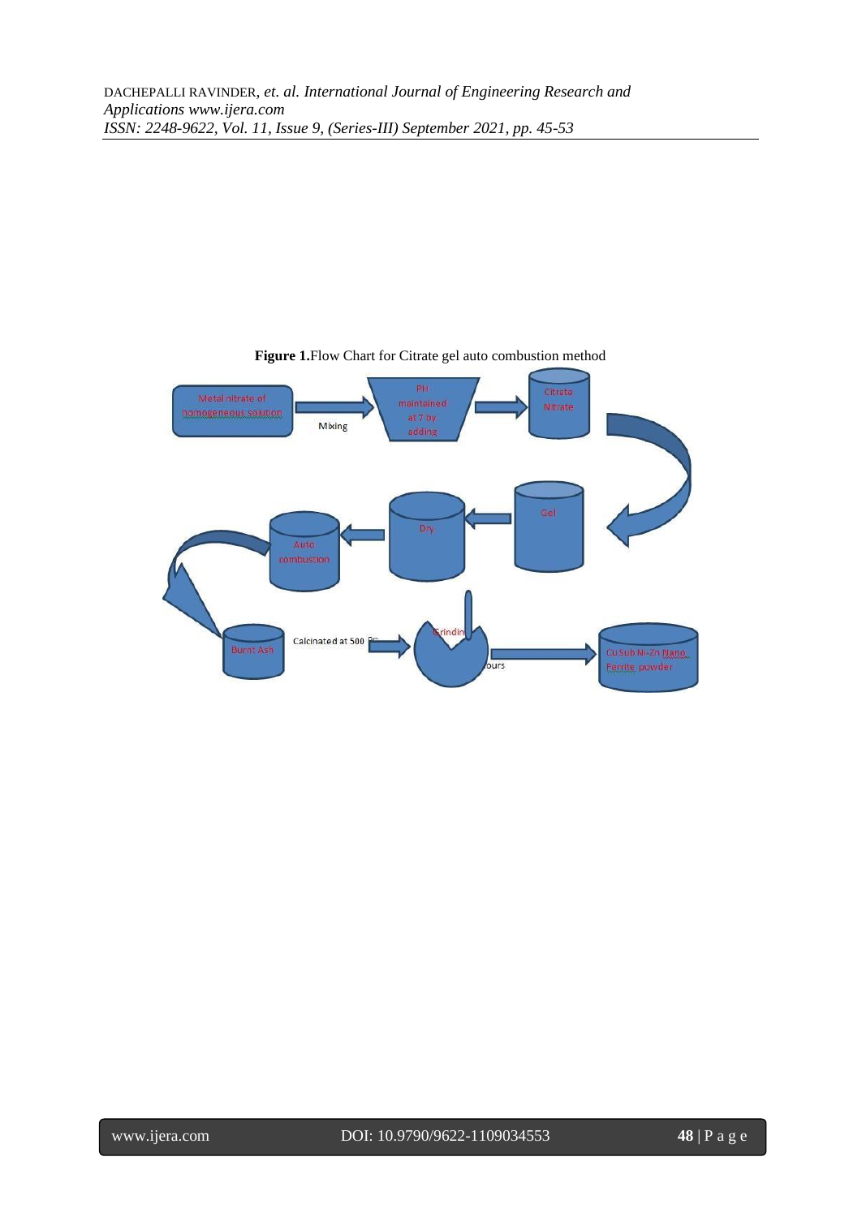**Figure 1.** Flow Chart for Citrate gel auto combustion method

Metal nitrate of homogeneous solution

Mixing

PH maintained at 7 by adding

Citrate Nitrate

Gel

Dry

Auto combustion

Burnt Ash

Calcinated at 500 ºC

Grindin

ours

Cu Sub Ni-Zn Nano Ferrite powder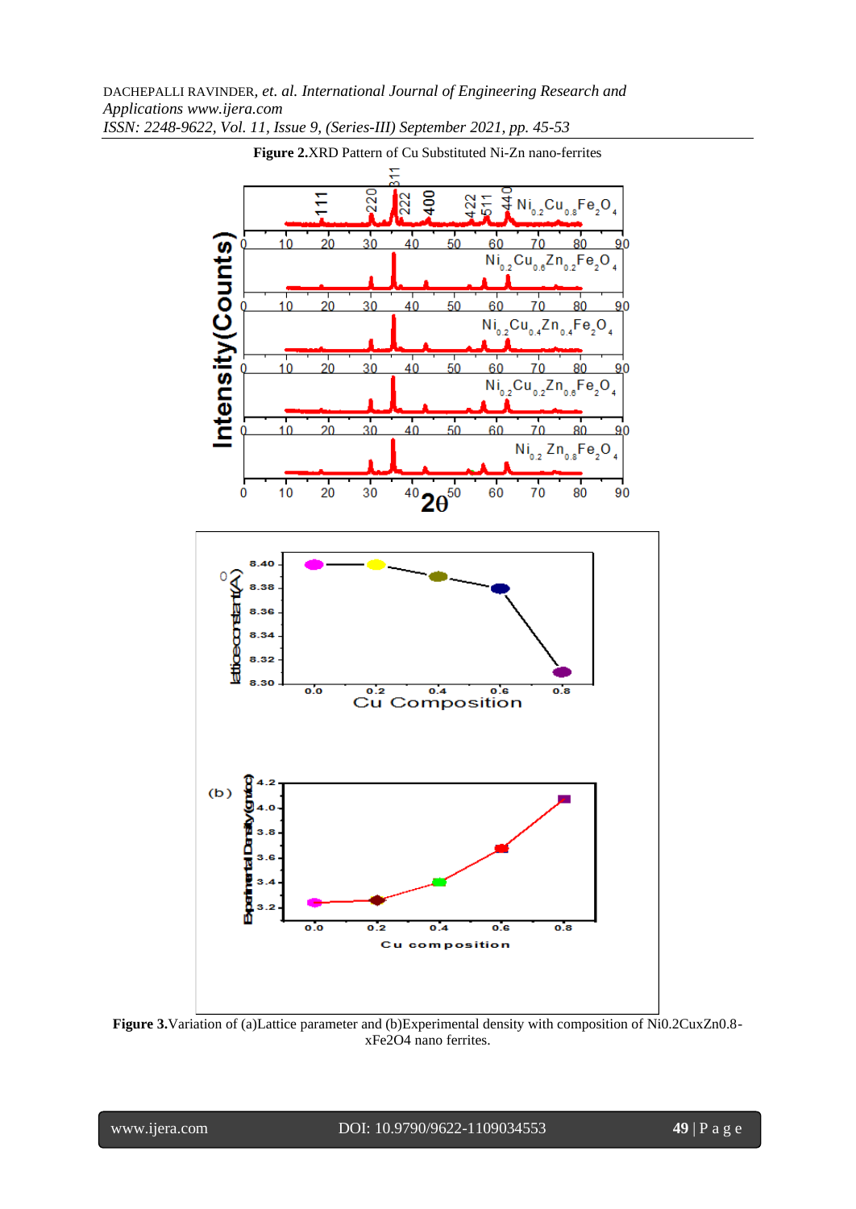**Figure 2.**XRD Pattern of Cu Substituted Ni-Zn nano-ferrites

**Figure 3.**Variation of (a)Lattice parameter and (b)Experimental density with composition of Ni0.2CuxZn0.8-xFe2O4 nano ferrites.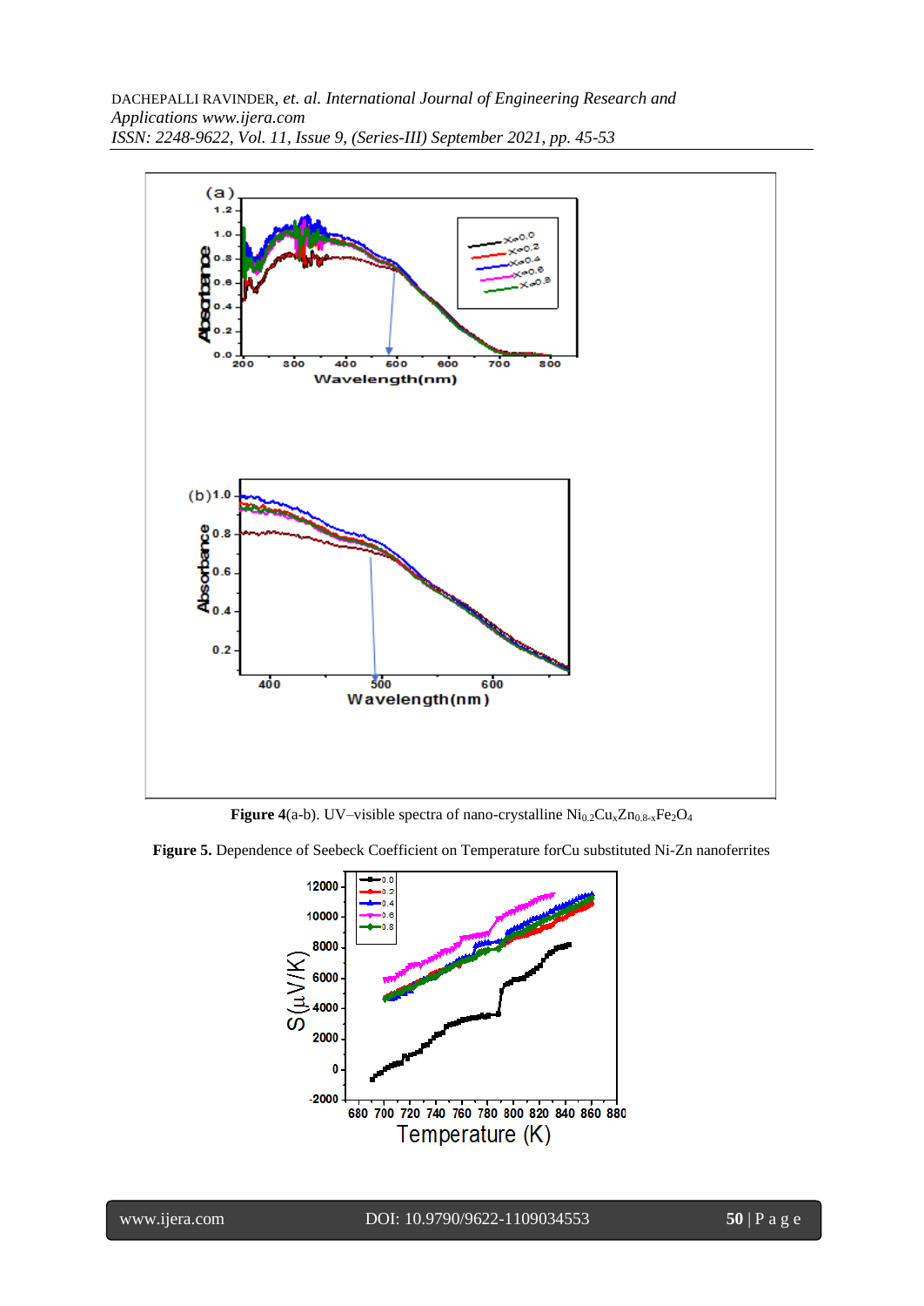**Figure 4**(a-b). UV–visible spectra of nano-crystalline $Ni_{0.2}Cu_xZn_{0.8-x}Fe_2O_4$

**Figure 5.** Dependence of Seebeck Coefficient on Temperature forCu substituted Ni-Zn nanoferrites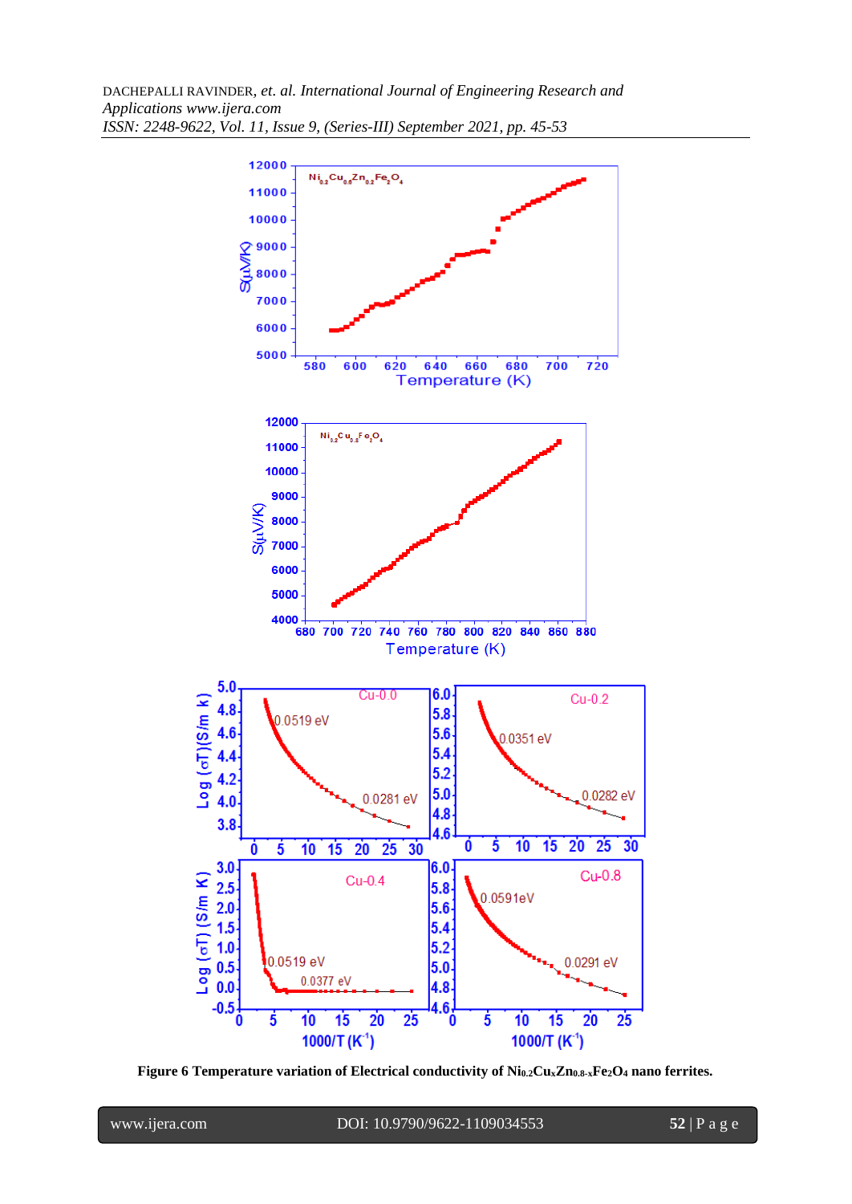**Figure 6 Temperature variation of Electrical conductivity of $Ni_{0.2}Cu_xZn_{0.8-x}Fe_2O_4$ nano ferrites.**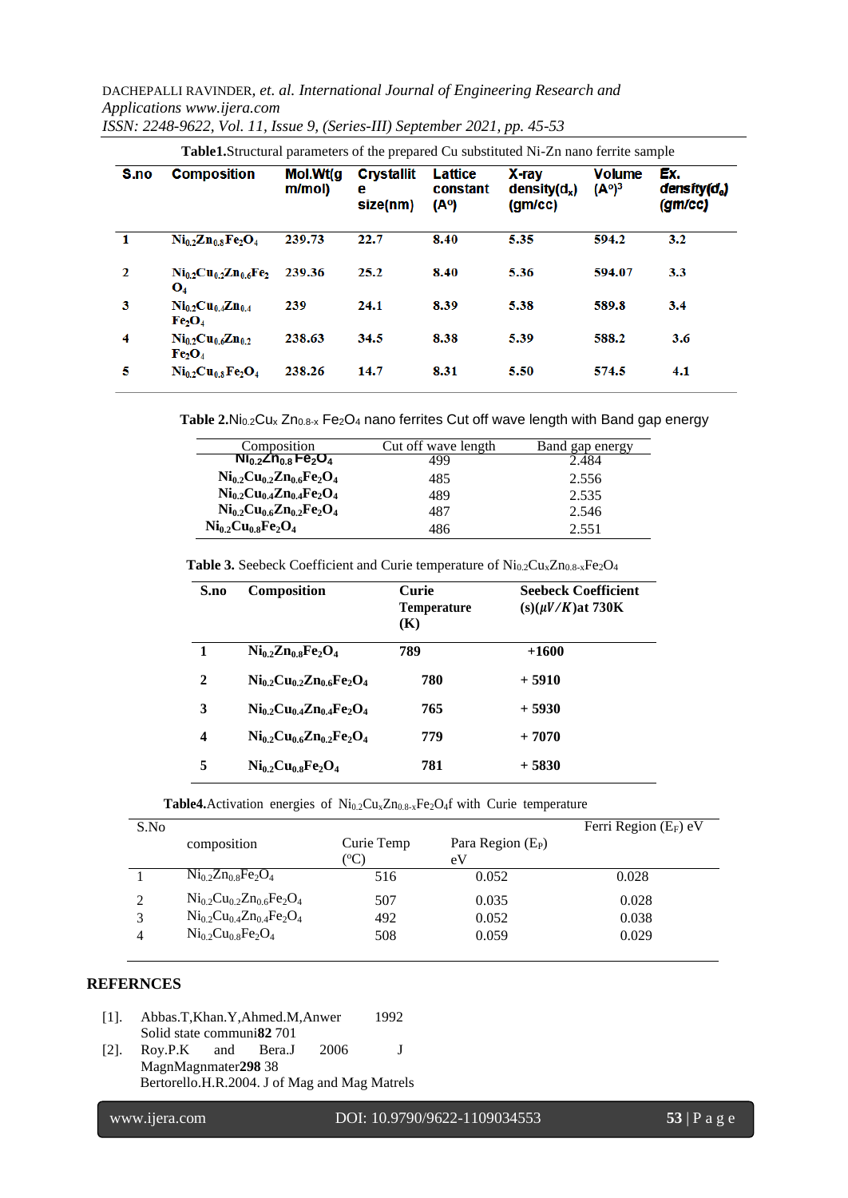**Table1.**Structural parameters of the prepared Cu substituted Ni-Zn nano ferrite sample

| S.no | Composition | Mol.Wt(gm/mol) | Crystallite size(nm) | Lattice constant (A°) | X-ray density($d_x$) (gm/cc) | Volume (A°)$^3$ | Ex. density($d_e$) (gm/cc) |
|---|---|---|---|---|---|---|---|
| 1 | $Ni_{0.2}Zn_{0.8}Fe_2O_4$ | 239.73 | 22.7 | 8.40 | 5.35 | 594.2 | 3.2 |
| 2 | $Ni_{0.2}Cu_{0.2}Zn_{0.6}Fe_2O_4$ | 239.36 | 25.2 | 8.40 | 5.36 | 594.07 | 3.3 |
| 3 | $Ni_{0.2}Cu_{0.4}Zn_{0.4}Fe_2O_4$ | 239 | 24.1 | 8.39 | 5.38 | 589.8 | 3.4 |
| 4 | $Ni_{0.2}Cu_{0.6}Zn_{0.2}Fe_2O_4$ | 238.63 | 34.5 | 8.38 | 5.39 | 588.2 | 3.6 |
| 5 | $Ni_{0.2}Cu_{0.8}Fe_2O_4$ | 238.26 | 14.7 | 8.31 | 5.50 | 574.5 | 4.1 |

**Table 2.**$Ni_{0.2}Cu_x Zn_{0.8-x} Fe_2O_4$ nano ferrites Cut off wave length with Band gap energy

| Composition | Cut off wave length | Band gap energy |
|---|---|---|
| $Ni_{0.2}Zn_{0.8}Fe_2O_4$ | 499 | 2.484 |
| $Ni_{0.2}Cu_{0.2}Zn_{0.6}Fe_2O_4$ | 485 | 2.556 |
| $Ni_{0.2}Cu_{0.4}Zn_{0.4}Fe_2O_4$ | 489 | 2.535 |
| $Ni_{0.2}Cu_{0.6}Zn_{0.2}Fe_2O_4$ | 487 | 2.546 |
| $Ni_{0.2}Cu_{0.8}Fe_2O_4$ | 486 | 2.551 |

**Table 3.** Seebeck Coefficient and Curie temperature of $Ni_{0.2}Cu_xZn_{0.8-x}Fe_2O_4$

| S.no | Composition | Curie Temperature (K) | Seebeck Coefficient (s)($\mu V/K$)at 730K |
|---|---|---|---|
| 1 | $Ni_{0.2}Zn_{0.8}Fe_2O_4$ | 789 | +1600 |
| 2 | $Ni_{0.2}Cu_{0.2}Zn_{0.6}Fe_2O_4$ | 780 | + 5910 |
| 3 | $Ni_{0.2}Cu_{0.4}Zn_{0.4}Fe_2O_4$ | 765 | + 5930 |
| 4 | $Ni_{0.2}Cu_{0.6}Zn_{0.2}Fe_2O_4$ | 779 | + 7070 |
| 5 | $Ni_{0.2}Cu_{0.8}Fe_2O_4$ | 781 | + 5830 |

**Table4.**Activation energies of $Ni_{0.2}Cu_xZn_{0.8-x}Fe_2O_4$f with Curie temperature

| S.No | composition | Curie Temp (°C) | Para Region ($E_P$) eV | Ferri Region ($E_F$) eV |
|---|---|---|---|---|
| 1 | $Ni_{0.2}Zn_{0.8}Fe_2O_4$ | 516 | 0.052 | 0.028 |
| 2 | $Ni_{0.2}Cu_{0.2}Zn_{0.6}Fe_2O_4$ | 507 | 0.035 | 0.028 |
| 3 | $Ni_{0.2}Cu_{0.4}Zn_{0.4}Fe_2O_4$ | 492 | 0.052 | 0.038 |
| 4 | $Ni_{0.2}Cu_{0.8}Fe_2O_4$ | 508 | 0.059 | 0.029 |

## REFERNCES

[1]. Abbas.T,Khan.Y,Ahmed.M,Anwer 1992 Solid state communi**82** 701

[2]. Roy.P.K and Bera.J 2006 J MagnMagnmater**298** 38
Bertorello.H.R.2004. J of Mag and Mag Matrels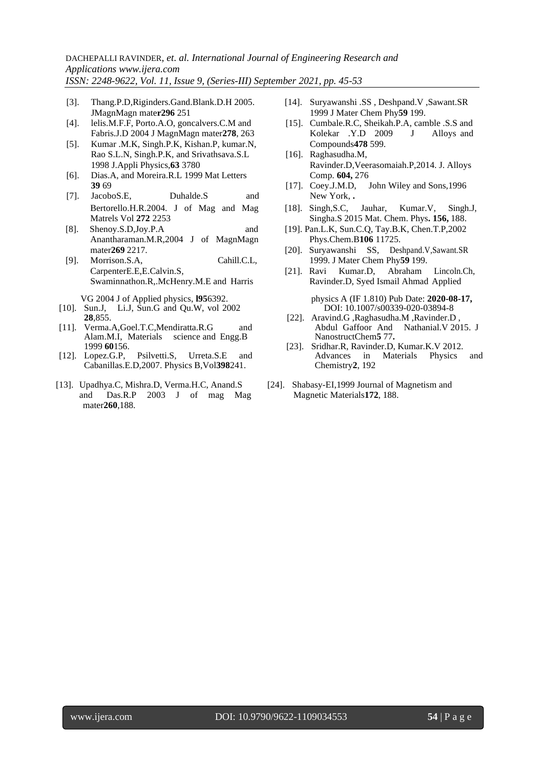[3]. Thang.P.D,Riginders.Gand.Blank.D.H 2005. JMagnMagn mate**r296** 251

[4]. lelis.M.F.F, Porto.A.O, goncalvers.C.M and Fabris.J.D 2004 J MagnMagn mater**278**, 263

[5]. Kumar .M.K, Singh.P.K, Kishan.P, kumar.N, Rao S.L.N, Singh.P.K, and Srivathsava.S.L 1998 J.Appli Physics,**63** 3780

[6]. Dias.A, and Moreira.R.L 1999 Mat Letters **39** 69

[7]. JacoboS.E, Duhalde.S and Bertorello.H.R.2004. J of Mag and Mag Matrels Vol **272** 2253

[8]. Shenoy.S.D,Joy.P.A and Anantharaman.M.R,2004 J of MagnMagn mater**269** 2217.

[9]. Morrison.S.A, Cahill.C.L, CarpenterE.E,E.Calvin.S, Swaminnathon.R,.McHenry.M.E and Harris VG 2004 J of Applied physics, **l95**6392.

[10]. Sun.J, Li.J, Sun.G and Qu.W, vol 2002 **28**,855.

[11]. Verma.A,Goel.T.C,Mendiratta.R.G and Alam.M.I, Materials science and Engg.B 1999 **60**156.

[12]. Lopez.G.P, Psilvetti.S, Urreta.S.E and Cabanillas.E.D,2007. Physics B,Vol**398**241.

[13]. Upadhya.C, Mishra.D, Verma.H.C, Anand.S and Das.R.P 2003 J of mag Mag mater**260**,188.

[14]. Suryawanshi .SS , Deshpand.V ,Sawant.SR 1999 J Mater Chem Phy**59** 199.

[15]. Cumbale.R.C, Sheikah.P.A, camble .S.S and Kolekar .Y.D 2009 J Alloys and Compounds**478** 599.

[16]. Raghasudha.M, Ravinder.D,Veerasomaiah.P,2014. J. Alloys Comp. **604,** 276

[17]. Coey.J.M.D, John Wiley and Sons,1996 New York, **.**

[18]. Singh,S.C, Jauhar, Kumar.V, Singh.J, Singha.S 2015 Mat. Chem. Phys**. 156,** 188.

[19]. Pan.L.K, Sun.C.Q, Tay.B.K, Chen.T.P,2002 Phys.Chem.B**106** 11725.

[20]. Suryawanshi SS, Deshpand.V,Sawant.SR 1999. J Mater Chem Phy**59** 199.

[21]. Ravi Kumar.D, Abraham Lincoln.Ch, Ravinder.D, Syed Ismail Ahmad Applied physics A (IF 1.810) Pub Date: **2020-08-17,** DOI: 10.1007/s00339-020-03894-8

[22]. Aravind.G ,Raghasudha.M ,Ravinder.D , Abdul Gaffoor And Nathanial.V 2015. J NanostructChem**5** 77**.**

[23]. Sridhar.R, Ravinder.D, Kumar.K.V 2012. Advances in Materials Physics and Chemistry**2**, 192

[24]. Shabasy-EI,1999 Journal of Magnetism and Magnetic Materials**172**, 188.